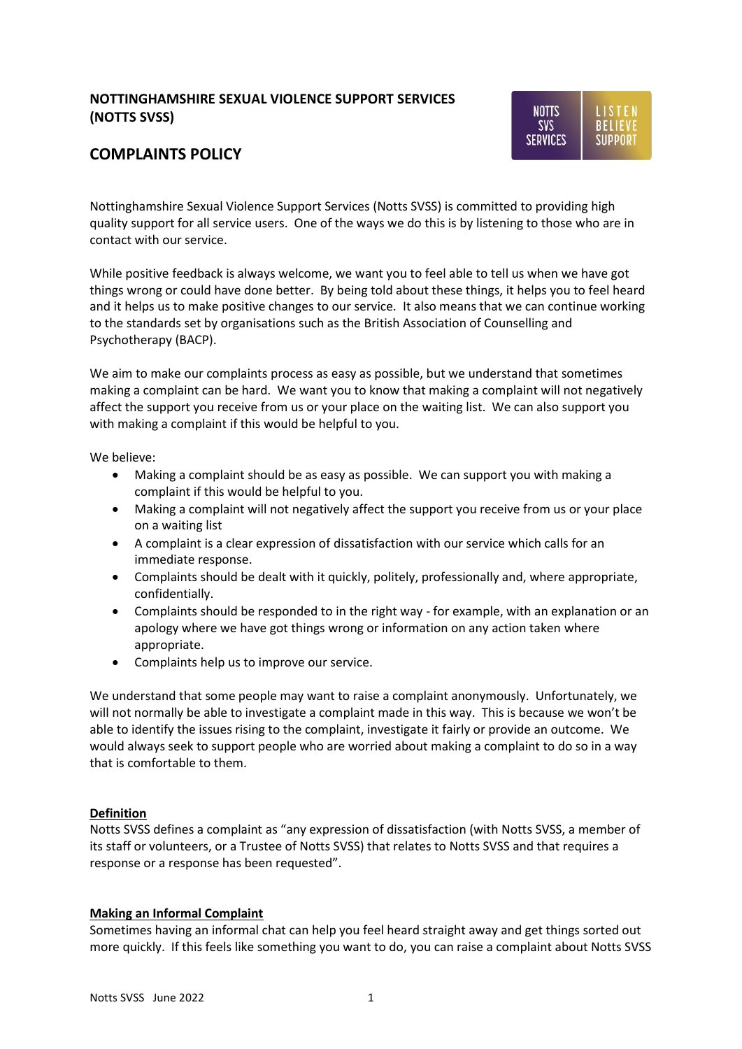# NOTTINGHAMSHIRE SEXUAL VIOLENCE SUPPORT SERVICES (NOTTS SVSS)

## COMPLAINTS POLICY

Nottinghamshire Sexual Violence Support Services (Notts SVSS) is committed to providing high quality support for all service users. One of the ways we do this is by listening to those who are in contact with our service.

While positive feedback is always welcome, we want you to feel able to tell us when we have got things wrong or could have done better. By being told about these things, it helps you to feel heard and it helps us to make positive changes to our service. It also means that we can continue working to the standards set by organisations such as the British Association of Counselling and Psychotherapy (BACP).

We aim to make our complaints process as easy as possible, but we understand that sometimes making a complaint can be hard. We want you to know that making a complaint will not negatively affect the support you receive from us or your place on the waiting list. We can also support you with making a complaint if this would be helpful to you.

We believe:

- Making a complaint should be as easy as possible. We can support you with making a complaint if this would be helpful to you.
- Making a complaint will not negatively affect the support you receive from us or your place on a waiting list
- A complaint is a clear expression of dissatisfaction with our service which calls for an immediate response.
- Complaints should be dealt with it quickly, politely, professionally and, where appropriate, confidentially.
- Complaints should be responded to in the right way - for example, with an explanation or an apology where we have got things wrong or information on any action taken where appropriate.
- Complaints help us to improve our service.

We understand that some people may want to raise a complaint anonymously. Unfortunately, we will not normally be able to investigate a complaint made in this way. This is because we won't be able to identify the issues rising to the complaint, investigate it fairly or provide an outcome. We would always seek to support people who are worried about making a complaint to do so in a way that is comfortable to them.

**Definition**

Notts SVSS defines a complaint as "any expression of dissatisfaction (with Notts SVSS, a member of its staff or volunteers, or a Trustee of Notts SVSS) that relates to Notts SVSS and that requires a response or a response has been requested".

**Making an Informal Complaint**

Sometimes having an informal chat can help you feel heard straight away and get things sorted out more quickly. If this feels like something you want to do, you can raise a complaint about Notts SVSS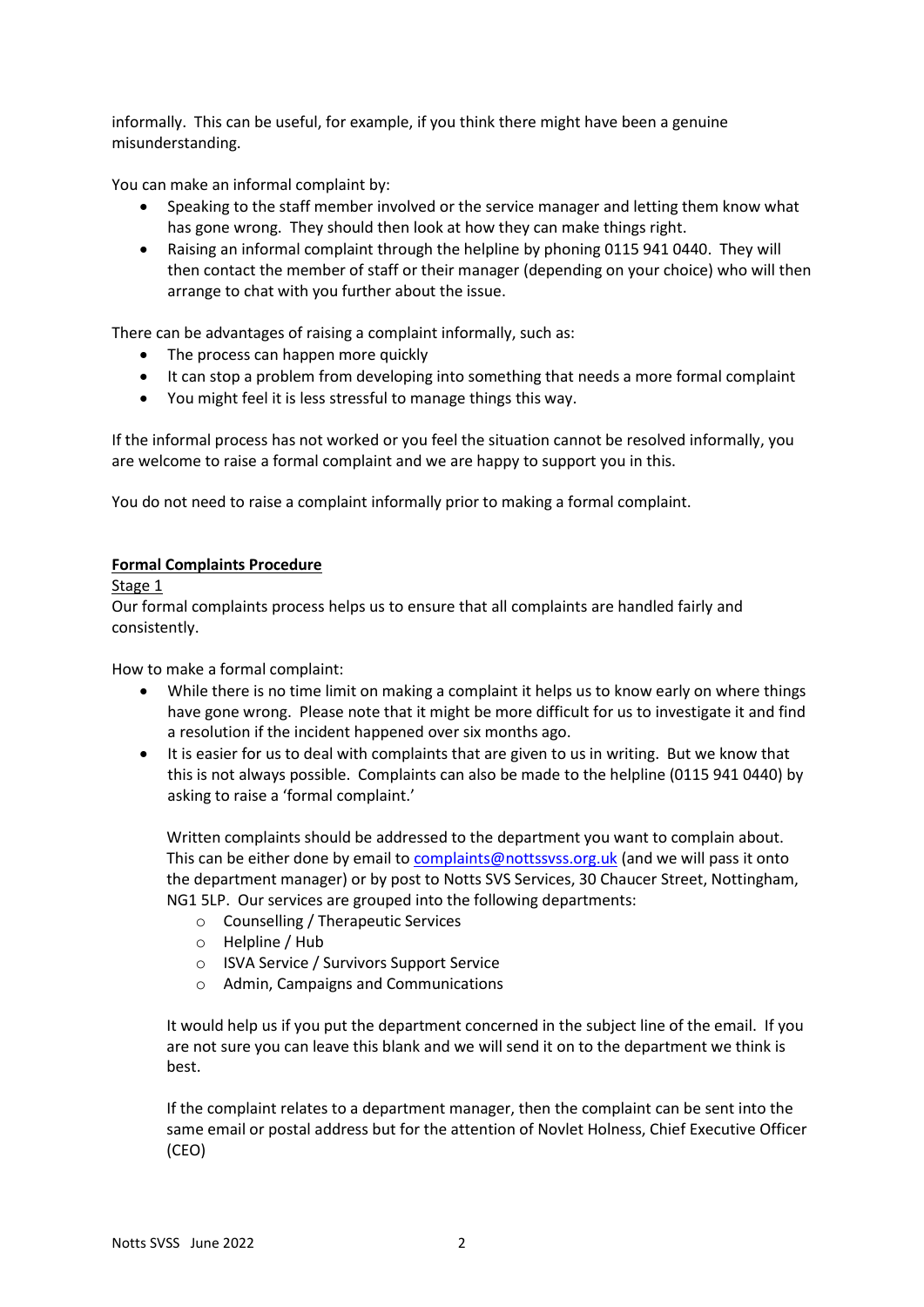informally. This can be useful, for example, if you think there might have been a genuine misunderstanding.

You can make an informal complaint by:

- Speaking to the staff member involved or the service manager and letting them know what has gone wrong. They should then look at how they can make things right.
- Raising an informal complaint through the helpline by phoning 0115 941 0440. They will then contact the member of staff or their manager (depending on your choice) who will then arrange to chat with you further about the issue.

There can be advantages of raising a complaint informally, such as:

- The process can happen more quickly
- It can stop a problem from developing into something that needs a more formal complaint
- You might feel it is less stressful to manage things this way.

If the informal process has not worked or you feel the situation cannot be resolved informally, you are welcome to raise a formal complaint and we are happy to support you in this.

You do not need to raise a complaint informally prior to making a formal complaint.

**Formal Complaints Procedure**

Stage 1

Our formal complaints process helps us to ensure that all complaints are handled fairly and consistently.

How to make a formal complaint:

- While there is no time limit on making a complaint it helps us to know early on where things have gone wrong. Please note that it might be more difficult for us to investigate it and find a resolution if the incident happened over six months ago.
- It is easier for us to deal with complaints that are given to us in writing. But we know that this is not always possible. Complaints can also be made to the helpline (0115 941 0440) by asking to raise a 'formal complaint.'

  Written complaints should be addressed to the department you want to complain about. This can be either done by email to complaints@nottssvss.org.uk (and we will pass it onto the department manager) or by post to Notts SVS Services, 30 Chaucer Street, Nottingham, NG1 5LP. Our services are grouped into the following departments:

  - Counselling / Therapeutic Services
  - Helpline / Hub
  - ISVA Service / Survivors Support Service
  - Admin, Campaigns and Communications

  It would help us if you put the department concerned in the subject line of the email. If you are not sure you can leave this blank and we will send it on to the department we think is best.

  If the complaint relates to a department manager, then the complaint can be sent into the same email or postal address but for the attention of Novlet Holness, Chief Executive Officer (CEO)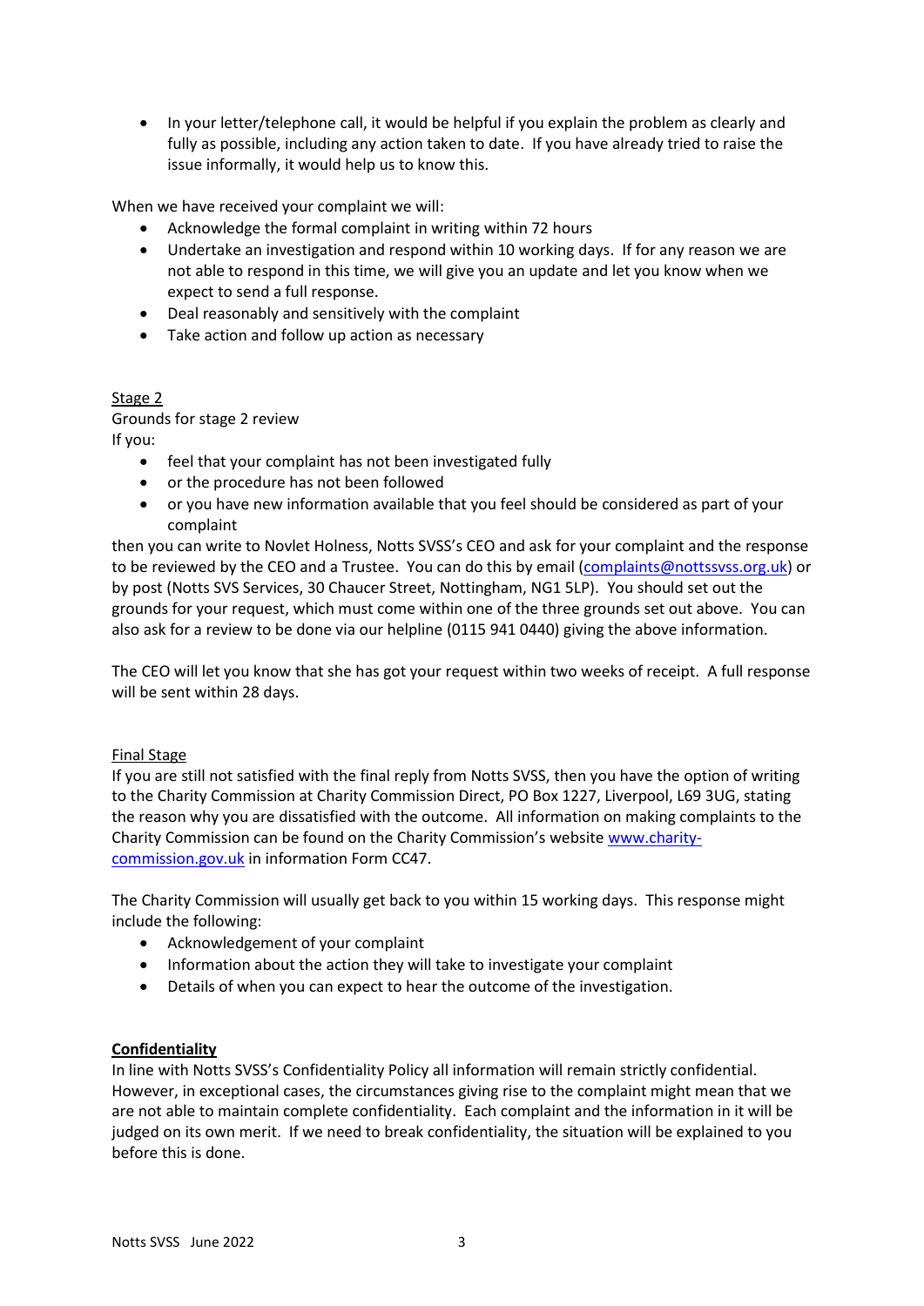- In your letter/telephone call, it would be helpful if you explain the problem as clearly and fully as possible, including any action taken to date. If you have already tried to raise the issue informally, it would help us to know this.

When we have received your complaint we will:

- Acknowledge the formal complaint in writing within 72 hours
- Undertake an investigation and respond within 10 working days. If for any reason we are not able to respond in this time, we will give you an update and let you know when we expect to send a full response.
- Deal reasonably and sensitively with the complaint
- Take action and follow up action as necessary

<u>Stage 2</u>

Grounds for stage 2 review

If you:

- feel that your complaint has not been investigated fully
- or the procedure has not been followed
- or you have new information available that you feel should be considered as part of your complaint

then you can write to Novlet Holness, Notts SVSS's CEO and ask for your complaint and the response to be reviewed by the CEO and a Trustee. You can do this by email ([complaints@nottssvss.org.uk](mailto:complaints@nottssvss.org.uk)) or by post (Notts SVS Services, 30 Chaucer Street, Nottingham, NG1 5LP). You should set out the grounds for your request, which must come within one of the three grounds set out above. You can also ask for a review to be done via our helpline (0115 941 0440) giving the above information.

The CEO will let you know that she has got your request within two weeks of receipt. A full response will be sent within 28 days.

<u>Final Stage</u>

If you are still not satisfied with the final reply from Notts SVSS, then you have the option of writing to the Charity Commission at Charity Commission Direct, PO Box 1227, Liverpool, L69 3UG, stating the reason why you are dissatisfied with the outcome. All information on making complaints to the Charity Commission can be found on the Charity Commission's website [www.charity-commission.gov.uk](http://www.charity-commission.gov.uk) in information Form CC47.

The Charity Commission will usually get back to you within 15 working days. This response might include the following:

- Acknowledgement of your complaint
- Information about the action they will take to investigate your complaint
- Details of when you can expect to hear the outcome of the investigation.

**<u>Confidentiality</u>**

In line with Notts SVSS's Confidentiality Policy all information will remain strictly confidential. However, in exceptional cases, the circumstances giving rise to the complaint might mean that we are not able to maintain complete confidentiality. Each complaint and the information in it will be judged on its own merit. If we need to break confidentiality, the situation will be explained to you before this is done.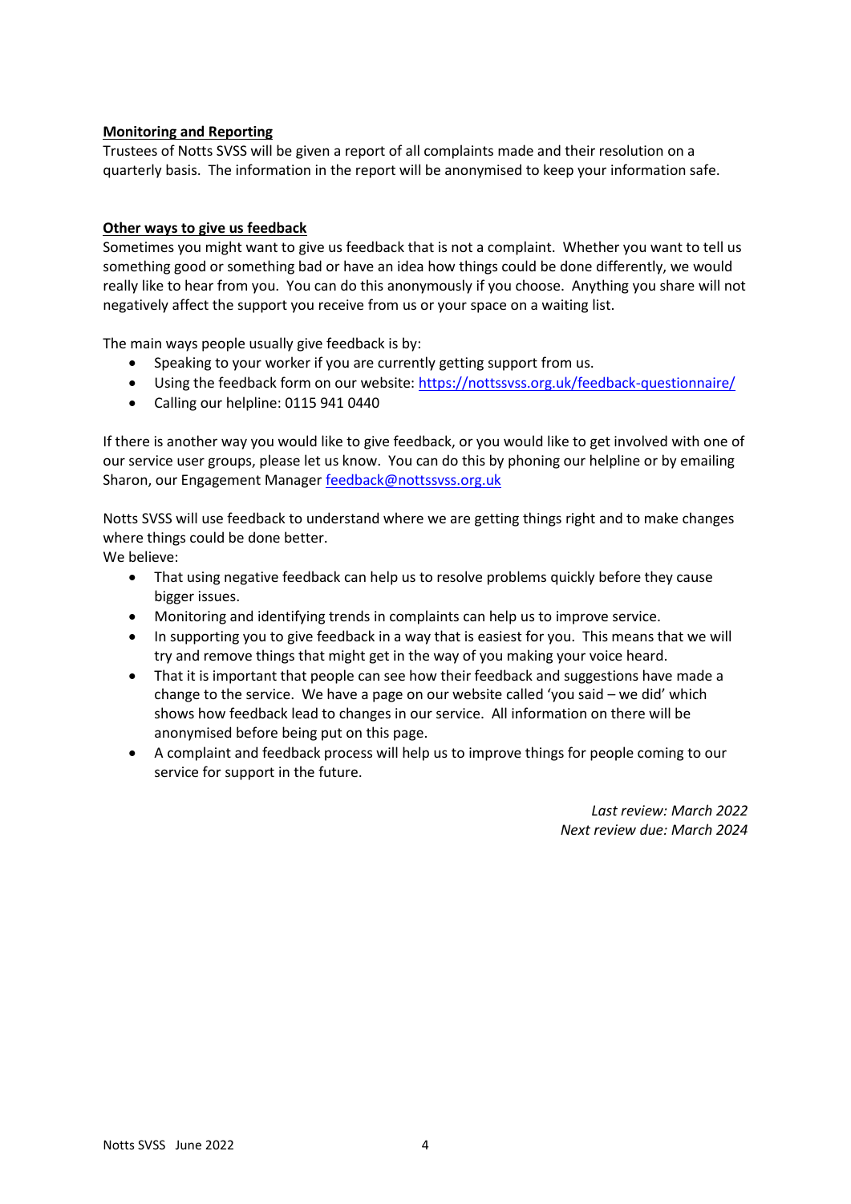**Monitoring and Reporting**

Trustees of Notts SVSS will be given a report of all complaints made and their resolution on a quarterly basis. The information in the report will be anonymised to keep your information safe.

**Other ways to give us feedback**

Sometimes you might want to give us feedback that is not a complaint. Whether you want to tell us something good or something bad or have an idea how things could be done differently, we would really like to hear from you. You can do this anonymously if you choose. Anything you share will not negatively affect the support you receive from us or your space on a waiting list.

The main ways people usually give feedback is by:

- Speaking to your worker if you are currently getting support from us.
- Using the feedback form on our website: https://nottssvss.org.uk/feedback-questionnaire/
- Calling our helpline: 0115 941 0440

If there is another way you would like to give feedback, or you would like to get involved with one of our service user groups, please let us know. You can do this by phoning our helpline or by emailing Sharon, our Engagement Manager feedback@nottssvss.org.uk

Notts SVSS will use feedback to understand where we are getting things right and to make changes where things could be done better.
We believe:

- That using negative feedback can help us to resolve problems quickly before they cause bigger issues.
- Monitoring and identifying trends in complaints can help us to improve service.
- In supporting you to give feedback in a way that is easiest for you. This means that we will try and remove things that might get in the way of you making your voice heard.
- That it is important that people can see how their feedback and suggestions have made a change to the service. We have a page on our website called 'you said – we did' which shows how feedback lead to changes in our service. All information on there will be anonymised before being put on this page.
- A complaint and feedback process will help us to improve things for people coming to our service for support in the future.

*Last review: March 2022*
*Next review due: March 2024*